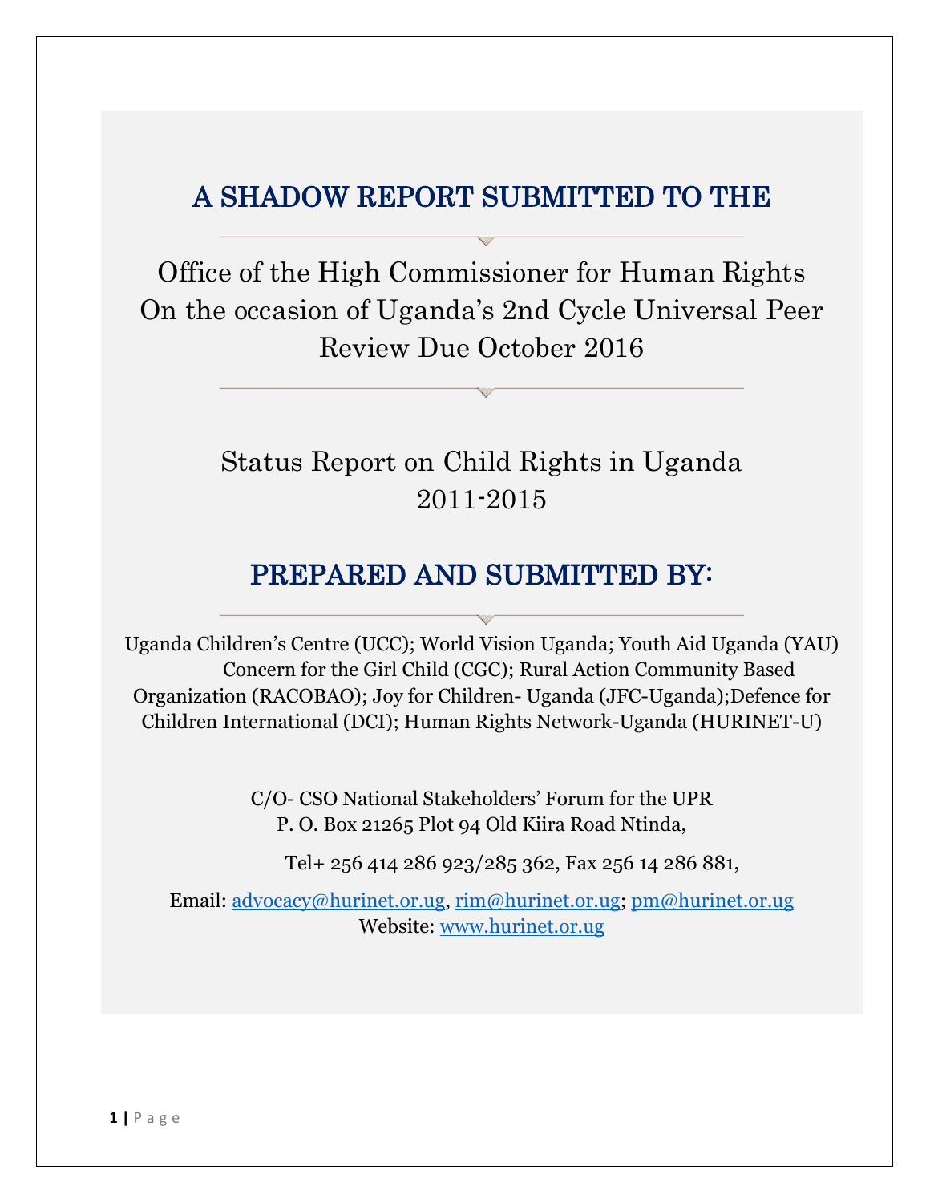# A SHADOW REPORT SUBMITTED TO THE

Office of the High Commissioner for Human Rights
On the occasion of Uganda's 2nd Cycle Universal Peer Review Due October 2016

Status Report on Child Rights in Uganda
2011-2015

## PREPARED AND SUBMITTED BY:

Uganda Children's Centre (UCC); World Vision Uganda; Youth Aid Uganda (YAU) Concern for the Girl Child (CGC); Rural Action Community Based Organization (RACOBAO); Joy for Children- Uganda (JFC-Uganda);Defence for Children International (DCI); Human Rights Network-Uganda (HURINET-U)

C/O- CSO National Stakeholders' Forum for the UPR
P. O. Box 21265 Plot 94 Old Kiira Road Ntinda,

Tel+ 256 414 286 923/285 362, Fax 256 14 286 881,

Email: advocacy@hurinet.or.ug, rim@hurinet.or.ug; pm@hurinet.or.ug
Website: www.hurinet.or.ug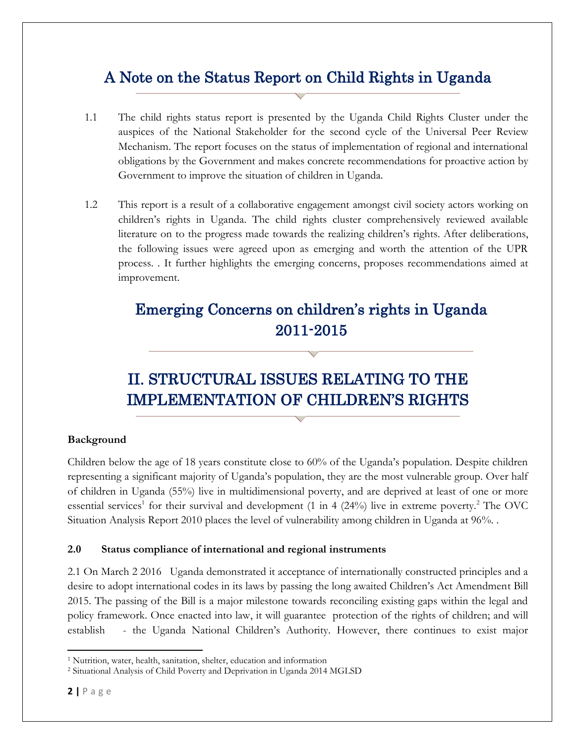# A Note on the Status Report on Child Rights in Uganda

1.1 The child rights status report is presented by the Uganda Child Rights Cluster under the auspices of the National Stakeholder for the second cycle of the Universal Peer Review Mechanism. The report focuses on the status of implementation of regional and international obligations by the Government and makes concrete recommendations for proactive action by Government to improve the situation of children in Uganda.

1.2 This report is a result of a collaborative engagement amongst civil society actors working on children's rights in Uganda. The child rights cluster comprehensively reviewed available literature on to the progress made towards the realizing children's rights. After deliberations, the following issues were agreed upon as emerging and worth the attention of the UPR process. . It further highlights the emerging concerns, proposes recommendations aimed at improvement.

# Emerging Concerns on children's rights in Uganda 2011-2015

# II. STRUCTURAL ISSUES RELATING TO THE IMPLEMENTATION OF CHILDREN'S RIGHTS

**Background**

Children below the age of 18 years constitute close to 60% of the Uganda's population. Despite children representing a significant majority of Uganda's population, they are the most vulnerable group. Over half of children in Uganda (55%) live in multidimensional poverty, and are deprived at least of one or more essential services[1] for their survival and development (1 in 4 (24%) live in extreme poverty.[2] The OVC Situation Analysis Report 2010 places the level of vulnerability among children in Uganda at 96%. .

**2.0 Status compliance of international and regional instruments**

2.1 On March 2 2016 Uganda demonstrated it acceptance of internationally constructed principles and a desire to adopt international codes in its laws by passing the long awaited Children's Act Amendment Bill 2015. The passing of the Bill is a major milestone towards reconciling existing gaps within the legal and policy framework. Once enacted into law, it will guarantee protection of the rights of children; and will establish - the Uganda National Children's Authority. However, there continues to exist major

---

[1] Nutrition, water, health, sanitation, shelter, education and information

[2] Situational Analysis of Child Poverty and Deprivation in Uganda 2014 MGLSD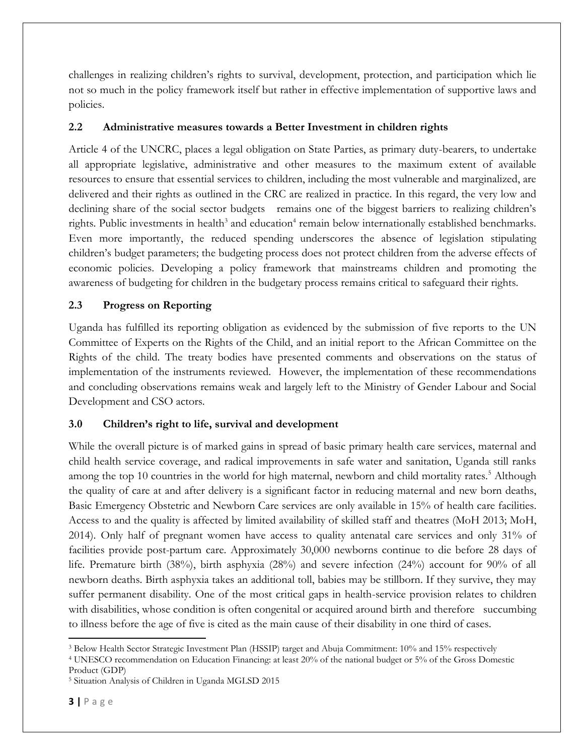challenges in realizing children's rights to survival, development, protection, and participation which lie not so much in the policy framework itself but rather in effective implementation of supportive laws and policies.

## 2.2 Administrative measures towards a Better Investment in children rights

Article 4 of the UNCRC, places a legal obligation on State Parties, as primary duty-bearers, to undertake all appropriate legislative, administrative and other measures to the maximum extent of available resources to ensure that essential services to children, including the most vulnerable and marginalized, are delivered and their rights as outlined in the CRC are realized in practice. In this regard, the very low and declining share of the social sector budgets remains one of the biggest barriers to realizing children's rights. Public investments in health[3] and education[4] remain below internationally established benchmarks. Even more importantly, the reduced spending underscores the absence of legislation stipulating children's budget parameters; the budgeting process does not protect children from the adverse effects of economic policies. Developing a policy framework that mainstreams children and promoting the awareness of budgeting for children in the budgetary process remains critical to safeguard their rights.

## 2.3 Progress on Reporting

Uganda has fulfilled its reporting obligation as evidenced by the submission of five reports to the UN Committee of Experts on the Rights of the Child, and an initial report to the African Committee on the Rights of the child. The treaty bodies have presented comments and observations on the status of implementation of the instruments reviewed. However, the implementation of these recommendations and concluding observations remains weak and largely left to the Ministry of Gender Labour and Social Development and CSO actors.

# 3.0 Children's right to life, survival and development

While the overall picture is of marked gains in spread of basic primary health care services, maternal and child health service coverage, and radical improvements in safe water and sanitation, Uganda still ranks among the top 10 countries in the world for high maternal, newborn and child mortality rates.[5] Although the quality of care at and after delivery is a significant factor in reducing maternal and new born deaths, Basic Emergency Obstetric and Newborn Care services are only available in 15% of health care facilities. Access to and the quality is affected by limited availability of skilled staff and theatres (MoH 2013; MoH, 2014). Only half of pregnant women have access to quality antenatal care services and only 31% of facilities provide post-partum care. Approximately 30,000 newborns continue to die before 28 days of life. Premature birth (38%), birth asphyxia (28%) and severe infection (24%) account for 90% of all newborn deaths. Birth asphyxia takes an additional toll, babies may be stillborn. If they survive, they may suffer permanent disability. One of the most critical gaps in health-service provision relates to children with disabilities, whose condition is often congenital or acquired around birth and therefore succumbing to illness before the age of five is cited as the main cause of their disability in one third of cases.

---

[3] Below Health Sector Strategic Investment Plan (HSSIP) target and Abuja Commitment: 10% and 15% respectively

[4] UNESCO recommendation on Education Financing: at least 20% of the national budget or 5% of the Gross Domestic Product (GDP)

[5] Situation Analysis of Children in Uganda MGLSD 2015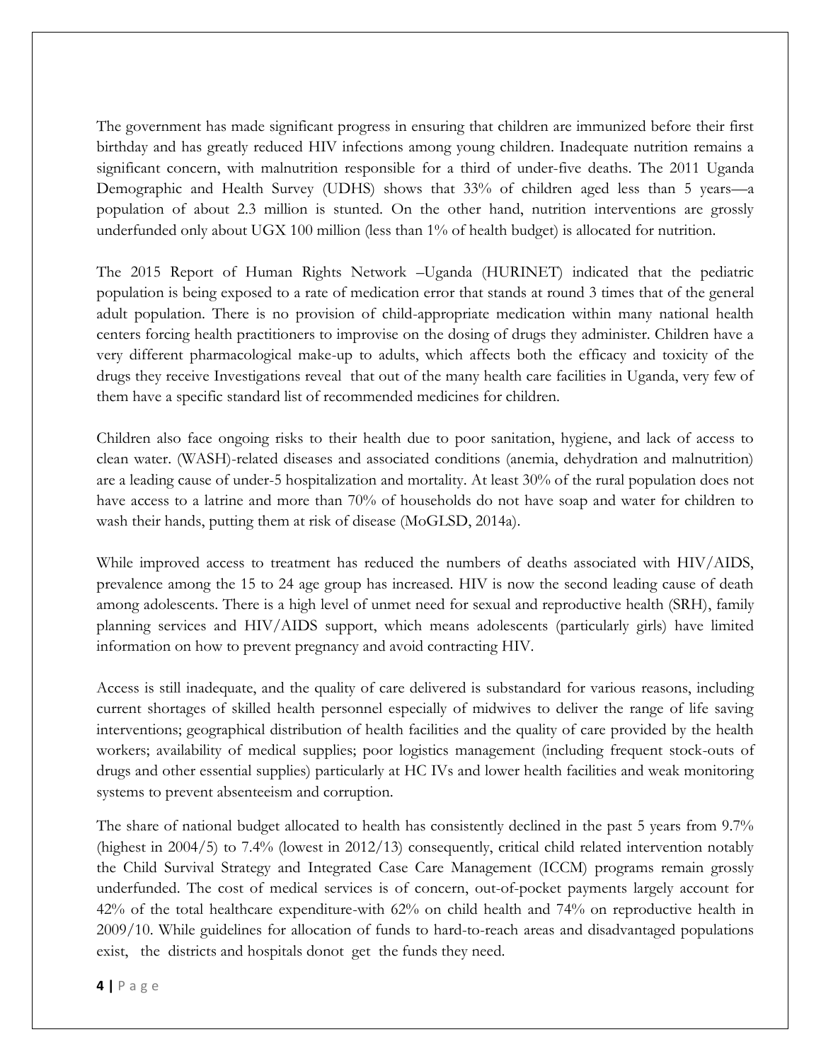The government has made significant progress in ensuring that children are immunized before their first birthday and has greatly reduced HIV infections among young children. Inadequate nutrition remains a significant concern, with malnutrition responsible for a third of under-five deaths. The 2011 Uganda Demographic and Health Survey (UDHS) shows that 33% of children aged less than 5 years—a population of about 2.3 million is stunted. On the other hand, nutrition interventions are grossly underfunded only about UGX 100 million (less than 1% of health budget) is allocated for nutrition.

The 2015 Report of Human Rights Network –Uganda (HURINET) indicated that the pediatric population is being exposed to a rate of medication error that stands at round 3 times that of the general adult population. There is no provision of child-appropriate medication within many national health centers forcing health practitioners to improvise on the dosing of drugs they administer. Children have a very different pharmacological make-up to adults, which affects both the efficacy and toxicity of the drugs they receive Investigations reveal that out of the many health care facilities in Uganda, very few of them have a specific standard list of recommended medicines for children.

Children also face ongoing risks to their health due to poor sanitation, hygiene, and lack of access to clean water. (WASH)-related diseases and associated conditions (anemia, dehydration and malnutrition) are a leading cause of under-5 hospitalization and mortality. At least 30% of the rural population does not have access to a latrine and more than 70% of households do not have soap and water for children to wash their hands, putting them at risk of disease (MoGLSD, 2014a).

While improved access to treatment has reduced the numbers of deaths associated with HIV/AIDS, prevalence among the 15 to 24 age group has increased. HIV is now the second leading cause of death among adolescents. There is a high level of unmet need for sexual and reproductive health (SRH), family planning services and HIV/AIDS support, which means adolescents (particularly girls) have limited information on how to prevent pregnancy and avoid contracting HIV.

Access is still inadequate, and the quality of care delivered is substandard for various reasons, including current shortages of skilled health personnel especially of midwives to deliver the range of life saving interventions; geographical distribution of health facilities and the quality of care provided by the health workers; availability of medical supplies; poor logistics management (including frequent stock-outs of drugs and other essential supplies) particularly at HC IVs and lower health facilities and weak monitoring systems to prevent absenteeism and corruption.

The share of national budget allocated to health has consistently declined in the past 5 years from 9.7% (highest in 2004/5) to 7.4% (lowest in 2012/13) consequently, critical child related intervention notably the Child Survival Strategy and Integrated Case Care Management (ICCM) programs remain grossly underfunded. The cost of medical services is of concern, out-of-pocket payments largely account for 42% of the total healthcare expenditure-with 62% on child health and 74% on reproductive health in 2009/10. While guidelines for allocation of funds to hard-to-reach areas and disadvantaged populations exist, the districts and hospitals donot get the funds they need.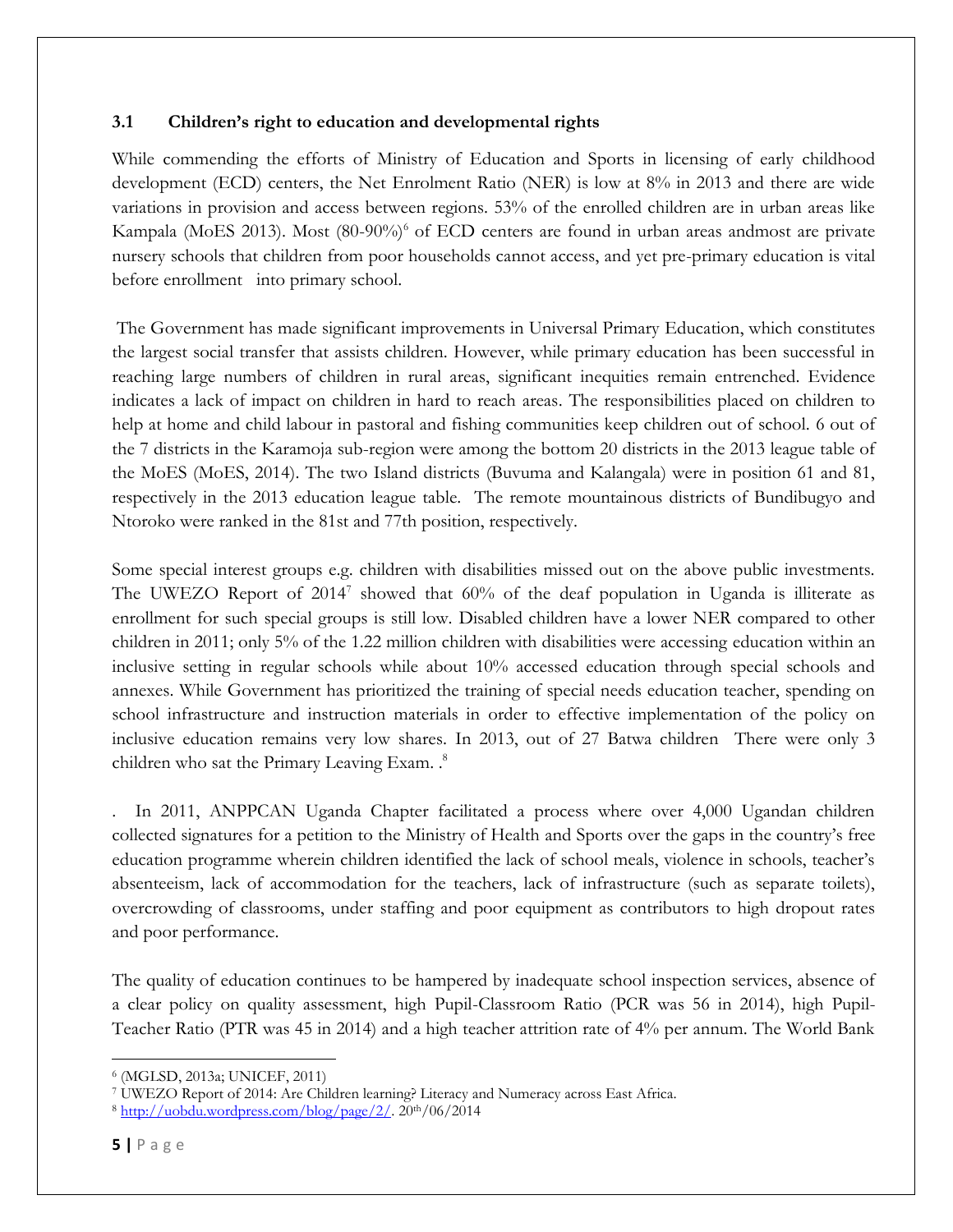### 3.1 Children's right to education and developmental rights

While commending the efforts of Ministry of Education and Sports in licensing of early childhood development (ECD) centers, the Net Enrolment Ratio (NER) is low at 8% in 2013 and there are wide variations in provision and access between regions. 53% of the enrolled children are in urban areas like Kampala (MoES 2013). Most (80-90%)[6] of ECD centers are found in urban areas andmost are private nursery schools that children from poor households cannot access, and yet pre-primary education is vital before enrollment into primary school.

The Government has made significant improvements in Universal Primary Education, which constitutes the largest social transfer that assists children. However, while primary education has been successful in reaching large numbers of children in rural areas, significant inequities remain entrenched. Evidence indicates a lack of impact on children in hard to reach areas. The responsibilities placed on children to help at home and child labour in pastoral and fishing communities keep children out of school. 6 out of the 7 districts in the Karamoja sub-region were among the bottom 20 districts in the 2013 league table of the MoES (MoES, 2014). The two Island districts (Buvuma and Kalangala) were in position 61 and 81, respectively in the 2013 education league table. The remote mountainous districts of Bundibugyo and Ntoroko were ranked in the 81st and 77th position, respectively.

Some special interest groups e.g. children with disabilities missed out on the above public investments. The UWEZO Report of 2014[7] showed that 60% of the deaf population in Uganda is illiterate as enrollment for such special groups is still low. Disabled children have a lower NER compared to other children in 2011; only 5% of the 1.22 million children with disabilities were accessing education within an inclusive setting in regular schools while about 10% accessed education through special schools and annexes. While Government has prioritized the training of special needs education teacher, spending on school infrastructure and instruction materials in order to effective implementation of the policy on inclusive education remains very low shares. In 2013, out of 27 Batwa children There were only 3 children who sat the Primary Leaving Exam. .[8]

. In 2011, ANPPCAN Uganda Chapter facilitated a process where over 4,000 Ugandan children collected signatures for a petition to the Ministry of Health and Sports over the gaps in the country's free education programme wherein children identified the lack of school meals, violence in schools, teacher's absenteeism, lack of accommodation for the teachers, lack of infrastructure (such as separate toilets), overcrowding of classrooms, under staffing and poor equipment as contributors to high dropout rates and poor performance.

The quality of education continues to be hampered by inadequate school inspection services, absence of a clear policy on quality assessment, high Pupil-Classroom Ratio (PCR was 56 in 2014), high Pupil-Teacher Ratio (PTR was 45 in 2014) and a high teacher attrition rate of 4% per annum. The World Bank

---

[6] (MGLSD, 2013a; UNICEF, 2011)

[7] UWEZO Report of 2014: Are Children learning? Literacy and Numeracy across East Africa.

[8] http://uobdu.wordpress.com/blog/page/2/. 20th/06/2014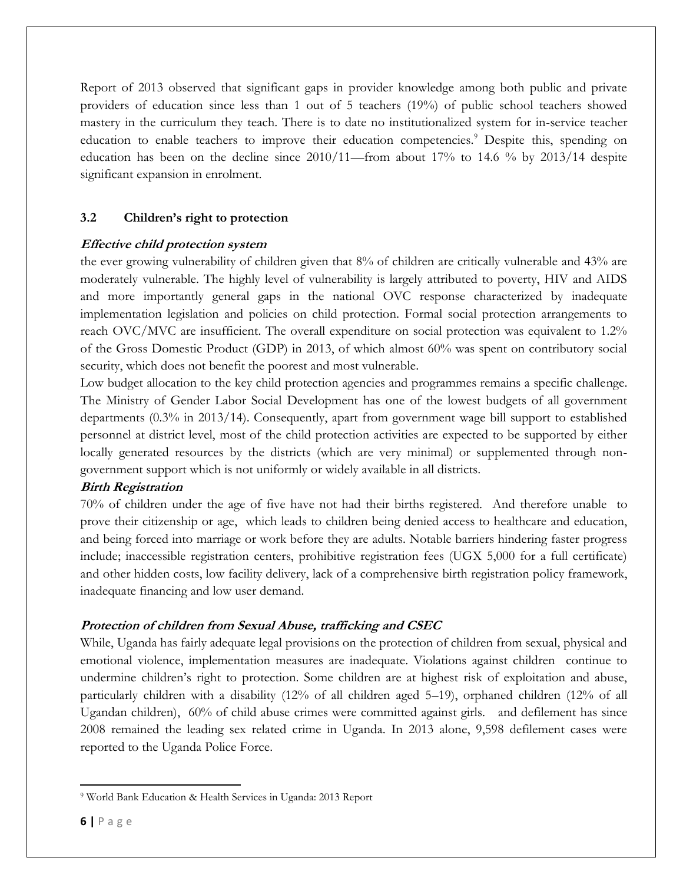Report of 2013 observed that significant gaps in provider knowledge among both public and private providers of education since less than 1 out of 5 teachers (19%) of public school teachers showed mastery in the curriculum they teach. There is to date no institutionalized system for in-service teacher education to enable teachers to improve their education competencies.[9] Despite this, spending on education has been on the decline since 2010/11—from about 17% to 14.6 % by 2013/14 despite significant expansion in enrolment.

### 3.2 Children's right to protection

***Effective child protection system***

the ever growing vulnerability of children given that 8% of children are critically vulnerable and 43% are moderately vulnerable. The highly level of vulnerability is largely attributed to poverty, HIV and AIDS and more importantly general gaps in the national OVC response characterized by inadequate implementation legislation and policies on child protection. Formal social protection arrangements to reach OVC/MVC are insufficient. The overall expenditure on social protection was equivalent to 1.2% of the Gross Domestic Product (GDP) in 2013, of which almost 60% was spent on contributory social security, which does not benefit the poorest and most vulnerable.

Low budget allocation to the key child protection agencies and programmes remains a specific challenge. The Ministry of Gender Labor Social Development has one of the lowest budgets of all government departments (0.3% in 2013/14). Consequently, apart from government wage bill support to established personnel at district level, most of the child protection activities are expected to be supported by either locally generated resources by the districts (which are very minimal) or supplemented through non-government support which is not uniformly or widely available in all districts.

***Birth Registration***

70% of children under the age of five have not had their births registered. And therefore unable to prove their citizenship or age, which leads to children being denied access to healthcare and education, and being forced into marriage or work before they are adults. Notable barriers hindering faster progress include; inaccessible registration centers, prohibitive registration fees (UGX 5,000 for a full certificate) and other hidden costs, low facility delivery, lack of a comprehensive birth registration policy framework, inadequate financing and low user demand.

***Protection of children from Sexual Abuse, trafficking and CSEC***

While, Uganda has fairly adequate legal provisions on the protection of children from sexual, physical and emotional violence, implementation measures are inadequate. Violations against children continue to undermine children's right to protection. Some children are at highest risk of exploitation and abuse, particularly children with a disability (12% of all children aged 5–19), orphaned children (12% of all Ugandan children), 60% of child abuse crimes were committed against girls. and defilement has since 2008 remained the leading sex related crime in Uganda. In 2013 alone, 9,598 defilement cases were reported to the Uganda Police Force.

---

[9] World Bank Education & Health Services in Uganda: 2013 Report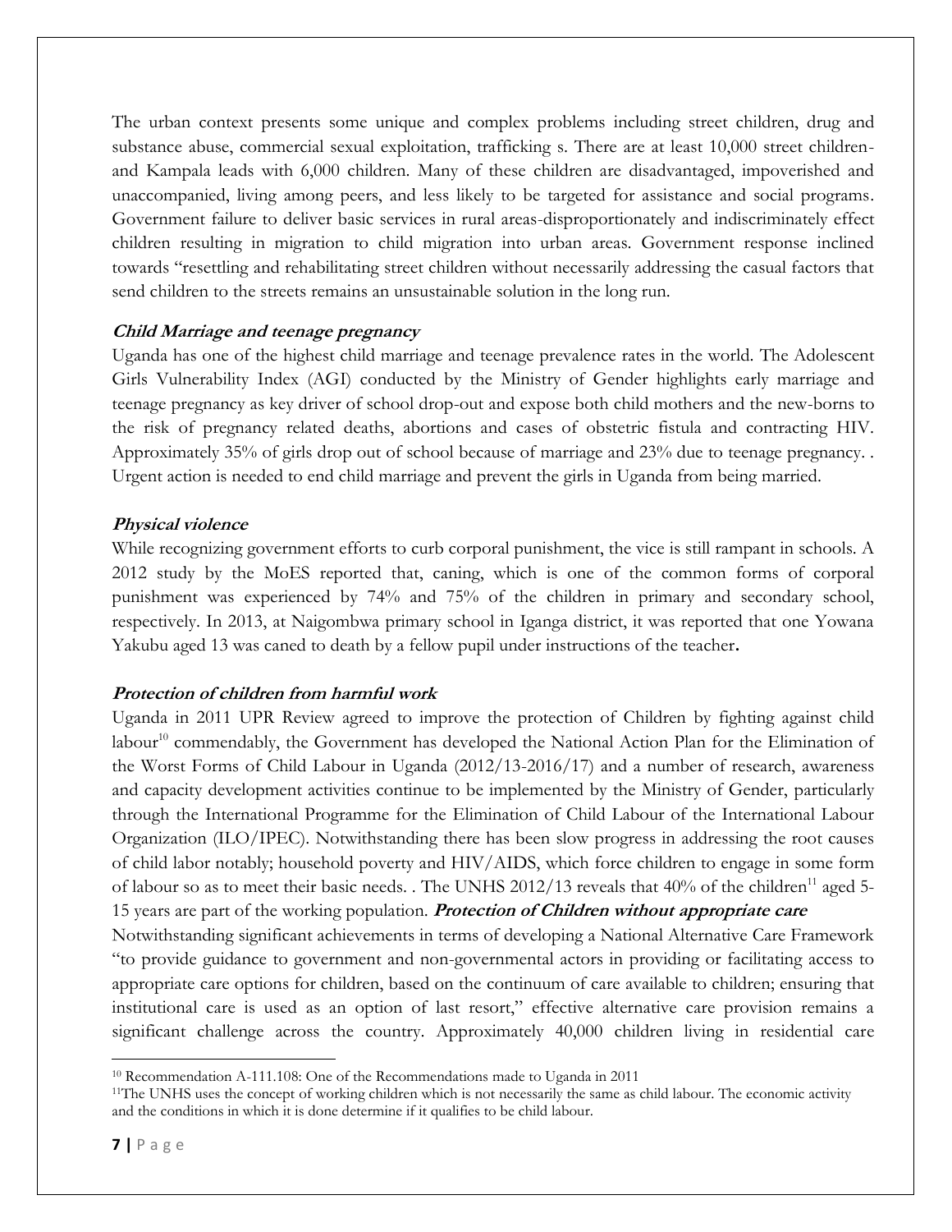The urban context presents some unique and complex problems including street children, drug and substance abuse, commercial sexual exploitation, trafficking s. There are at least 10,000 street children- and Kampala leads with 6,000 children. Many of these children are disadvantaged, impoverished and unaccompanied, living among peers, and less likely to be targeted for assistance and social programs. Government failure to deliver basic services in rural areas-disproportionately and indiscriminately effect children resulting in migration to child migration into urban areas. Government response inclined towards "resettling and rehabilitating street children without necessarily addressing the casual factors that send children to the streets remains an unsustainable solution in the long run.

***Child Marriage and teenage pregnancy***

Uganda has one of the highest child marriage and teenage prevalence rates in the world. The Adolescent Girls Vulnerability Index (AGI) conducted by the Ministry of Gender highlights early marriage and teenage pregnancy as key driver of school drop-out and expose both child mothers and the new-borns to the risk of pregnancy related deaths, abortions and cases of obstetric fistula and contracting HIV. Approximately 35% of girls drop out of school because of marriage and 23% due to teenage pregnancy. . Urgent action is needed to end child marriage and prevent the girls in Uganda from being married.

***Physical violence***

While recognizing government efforts to curb corporal punishment, the vice is still rampant in schools. A 2012 study by the MoES reported that, caning, which is one of the common forms of corporal punishment was experienced by 74% and 75% of the children in primary and secondary school, respectively. In 2013, at Naigombwa primary school in Iganga district, it was reported that one Yowana Yakubu aged 13 was caned to death by a fellow pupil under instructions of the teacher**.**

***Protection of children from harmful work***

Uganda in 2011 UPR Review agreed to improve the protection of Children by fighting against child labour[10] commendably, the Government has developed the National Action Plan for the Elimination of the Worst Forms of Child Labour in Uganda (2012/13-2016/17) and a number of research, awareness and capacity development activities continue to be implemented by the Ministry of Gender, particularly through the International Programme for the Elimination of Child Labour of the International Labour Organization (ILO/IPEC). Notwithstanding there has been slow progress in addressing the root causes of child labor notably; household poverty and HIV/AIDS, which force children to engage in some form of labour so as to meet their basic needs. . The UNHS 2012/13 reveals that 40% of the children[11] aged 5-15 years are part of the working population.

***Protection of Children without appropriate care***

Notwithstanding significant achievements in terms of developing a National Alternative Care Framework "to provide guidance to government and non-governmental actors in providing or facilitating access to appropriate care options for children, based on the continuum of care available to children; ensuring that institutional care is used as an option of last resort," effective alternative care provision remains a significant challenge across the country. Approximately 40,000 children living in residential care

---

[10] Recommendation A-111.108: One of the Recommendations made to Uganda in 2011

[11] The UNHS uses the concept of working children which is not necessarily the same as child labour. The economic activity and the conditions in which it is done determine if it qualifies to be child labour.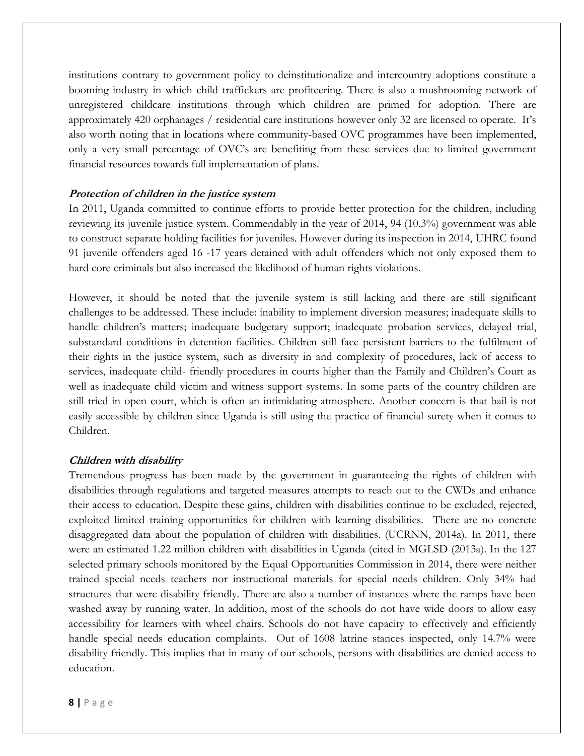institutions contrary to government policy to deinstitutionalize and intercountry adoptions constitute a booming industry in which child traffickers are profiteering. There is also a mushrooming network of unregistered childcare institutions through which children are primed for adoption. There are approximately 420 orphanages / residential care institutions however only 32 are licensed to operate. It's also worth noting that in locations where community-based OVC programmes have been implemented, only a very small percentage of OVC's are benefiting from these services due to limited government financial resources towards full implementation of plans.

***Protection of children in the justice system***

In 2011, Uganda committed to continue efforts to provide better protection for the children, including reviewing its juvenile justice system. Commendably in the year of 2014, 94 (10.3%) government was able to construct separate holding facilities for juveniles. However during its inspection in 2014, UHRC found 91 juvenile offenders aged 16 -17 years detained with adult offenders which not only exposed them to hard core criminals but also increased the likelihood of human rights violations.

However, it should be noted that the juvenile system is still lacking and there are still significant challenges to be addressed. These include: inability to implement diversion measures; inadequate skills to handle children's matters; inadequate budgetary support; inadequate probation services, delayed trial, substandard conditions in detention facilities. Children still face persistent barriers to the fulfilment of their rights in the justice system, such as diversity in and complexity of procedures, lack of access to services, inadequate child- friendly procedures in courts higher than the Family and Children's Court as well as inadequate child victim and witness support systems. In some parts of the country children are still tried in open court, which is often an intimidating atmosphere. Another concern is that bail is not easily accessible by children since Uganda is still using the practice of financial surety when it comes to Children.

***Children with disability***

Tremendous progress has been made by the government in guaranteeing the rights of children with disabilities through regulations and targeted measures attempts to reach out to the CWDs and enhance their access to education. Despite these gains, children with disabilities continue to be excluded, rejected, exploited limited training opportunities for children with learning disabilities. There are no concrete disaggregated data about the population of children with disabilities. (UCRNN, 2014a). In 2011, there were an estimated 1.22 million children with disabilities in Uganda (cited in MGLSD (2013a). In the 127 selected primary schools monitored by the Equal Opportunities Commission in 2014, there were neither trained special needs teachers nor instructional materials for special needs children. Only 34% had structures that were disability friendly. There are also a number of instances where the ramps have been washed away by running water. In addition, most of the schools do not have wide doors to allow easy accessibility for learners with wheel chairs. Schools do not have capacity to effectively and efficiently handle special needs education complaints. Out of 1608 latrine stances inspected, only 14.7% were disability friendly. This implies that in many of our schools, persons with disabilities are denied access to education.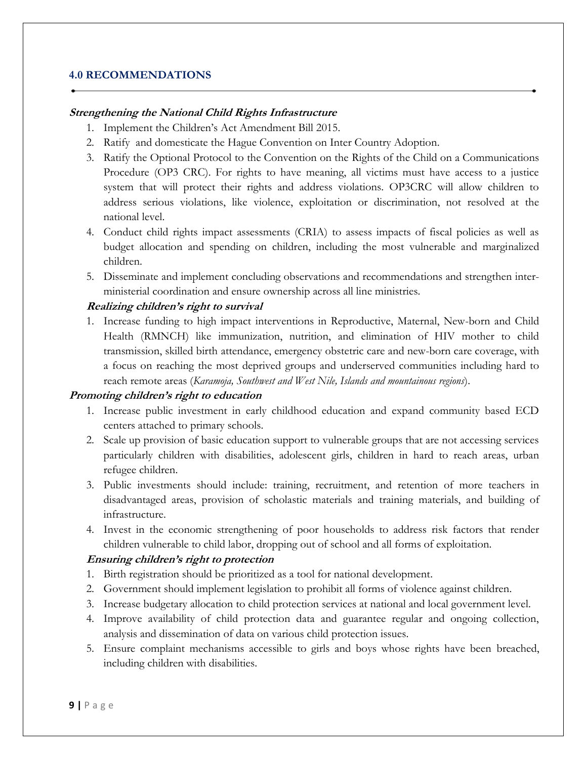## 4.0 RECOMMENDATIONS

***Strengthening the National Child Rights Infrastructure***

1. Implement the Children's Act Amendment Bill 2015.
2. Ratify and domesticate the Hague Convention on Inter Country Adoption.
3. Ratify the Optional Protocol to the Convention on the Rights of the Child on a Communications Procedure (OP3 CRC). For rights to have meaning, all victims must have access to a justice system that will protect their rights and address violations. OP3CRC will allow children to address serious violations, like violence, exploitation or discrimination, not resolved at the national level.
4. Conduct child rights impact assessments (CRIA) to assess impacts of fiscal policies as well as budget allocation and spending on children, including the most vulnerable and marginalized children.
5. Disseminate and implement concluding observations and recommendations and strengthen inter-ministerial coordination and ensure ownership across all line ministries.

***Realizing children's right to survival***

1. Increase funding to high impact interventions in Reproductive, Maternal, New-born and Child Health (RMNCH) like immunization, nutrition, and elimination of HIV mother to child transmission, skilled birth attendance, emergency obstetric care and new-born care coverage, with a focus on reaching the most deprived groups and underserved communities including hard to reach remote areas (*Karamoja, Southwest and West Nile, Islands and mountainous regions*).

***Promoting children's right to education***

1. Increase public investment in early childhood education and expand community based ECD centers attached to primary schools.
2. Scale up provision of basic education support to vulnerable groups that are not accessing services particularly children with disabilities, adolescent girls, children in hard to reach areas, urban refugee children.
3. Public investments should include: training, recruitment, and retention of more teachers in disadvantaged areas, provision of scholastic materials and training materials, and building of infrastructure.
4. Invest in the economic strengthening of poor households to address risk factors that render children vulnerable to child labor, dropping out of school and all forms of exploitation.

***Ensuring children's right to protection***

1. Birth registration should be prioritized as a tool for national development.
2. Government should implement legislation to prohibit all forms of violence against children.
3. Increase budgetary allocation to child protection services at national and local government level.
4. Improve availability of child protection data and guarantee regular and ongoing collection, analysis and dissemination of data on various child protection issues.
5. Ensure complaint mechanisms accessible to girls and boys whose rights have been breached, including children with disabilities.